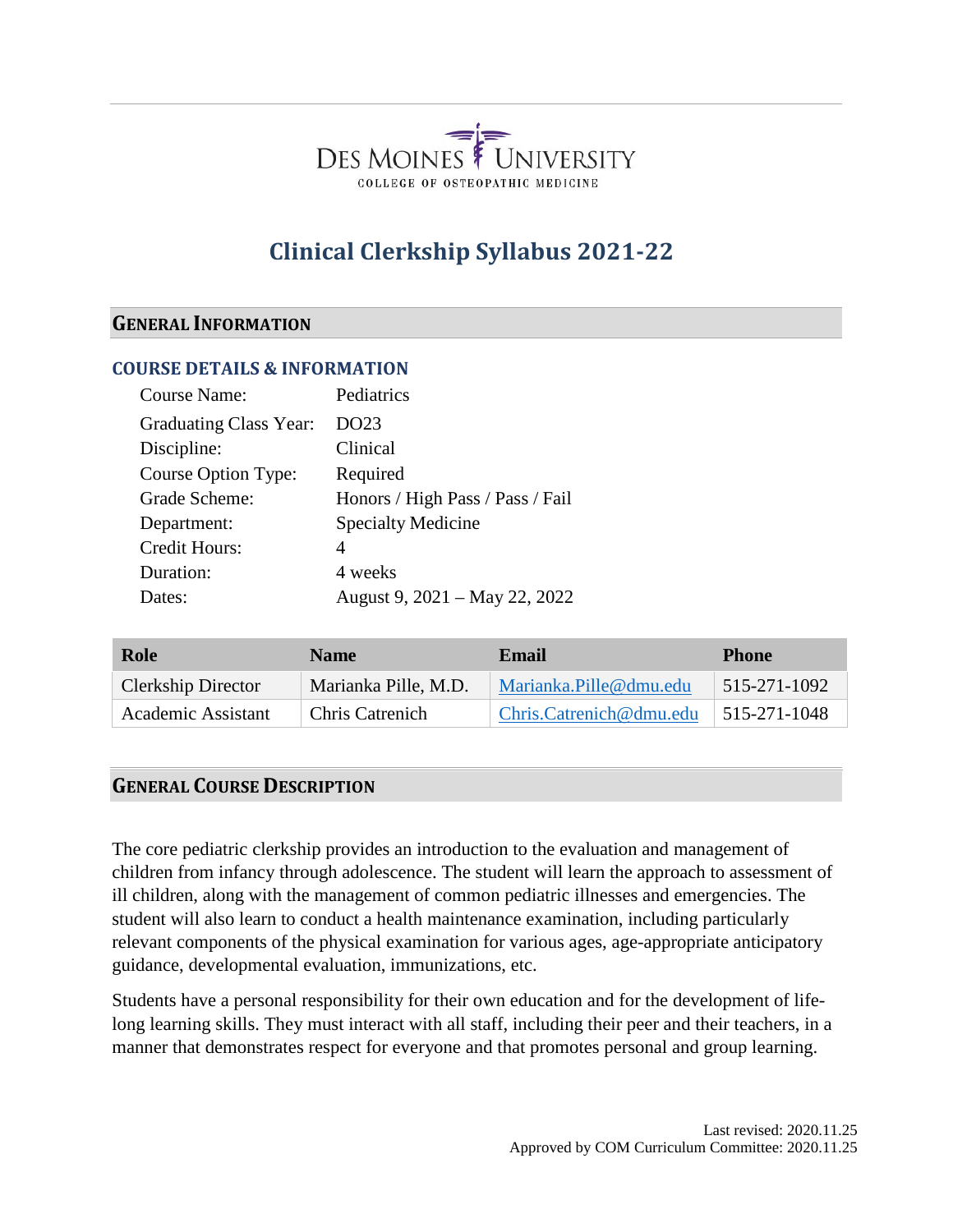DES MOINES UNIVERSITY
COLLEGE OF OSTEOPATHIC MEDICINE

# Clinical Clerkship Syllabus 2021-22

## GENERAL INFORMATION

### COURSE DETAILS & INFORMATION

| | |
|---|---|
| Course Name: | Pediatrics |
| Graduating Class Year: | DO23 |
| Discipline: | Clinical |
| Course Option Type: | Required |
| Grade Scheme: | Honors / High Pass / Pass / Fail |
| Department: | Specialty Medicine |
| Credit Hours: | 4 |
| Duration: | 4 weeks |
| Dates: | August 9, 2021 – May 22, 2022 |

| Role | Name | Email | Phone |
|---|---|---|---|
| Clerkship Director | Marianka Pille, M.D. | Marianka.Pille@dmu.edu | 515-271-1092 |
| Academic Assistant | Chris Catrenich | Chris.Catrenich@dmu.edu | 515-271-1048 |

## GENERAL COURSE DESCRIPTION

The core pediatric clerkship provides an introduction to the evaluation and management of children from infancy through adolescence. The student will learn the approach to assessment of ill children, along with the management of common pediatric illnesses and emergencies. The student will also learn to conduct a health maintenance examination, including particularly relevant components of the physical examination for various ages, age-appropriate anticipatory guidance, developmental evaluation, immunizations, etc.

Students have a personal responsibility for their own education and for the development of life-long learning skills. They must interact with all staff, including their peer and their teachers, in a manner that demonstrates respect for everyone and that promotes personal and group learning.

Last revised: 2020.11.25
Approved by COM Curriculum Committee: 2020.11.25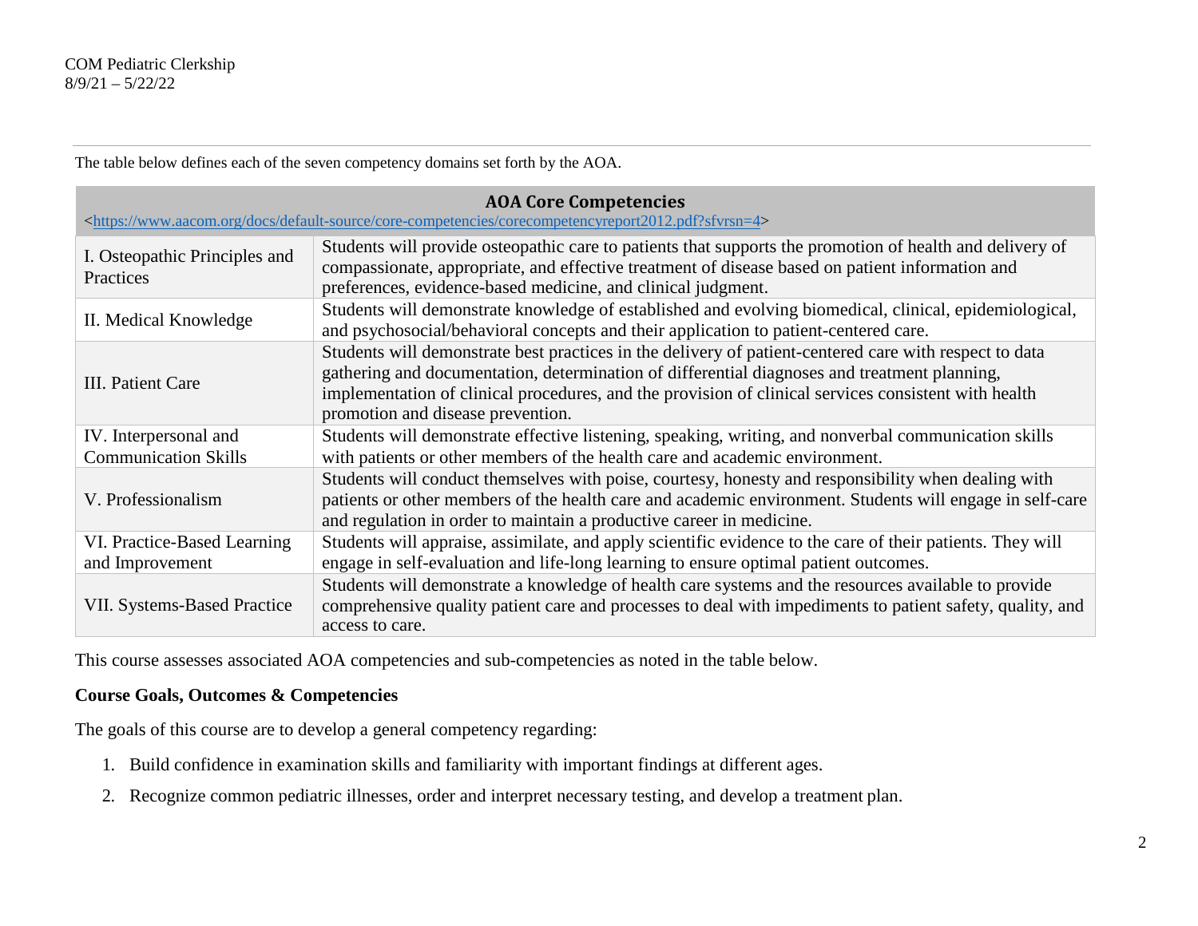The table below defines each of the seven competency domains set forth by the AOA.

| **AOA Core Competencies** <https://www.aacom.org/docs/default-source/core-competencies/corecompetencyreport2012.pdf?sfvrsn=4> | |
|---|---|
| I. Osteopathic Principles and Practices | Students will provide osteopathic care to patients that supports the promotion of health and delivery of compassionate, appropriate, and effective treatment of disease based on patient information and preferences, evidence-based medicine, and clinical judgment. |
| II. Medical Knowledge | Students will demonstrate knowledge of established and evolving biomedical, clinical, epidemiological, and psychosocial/behavioral concepts and their application to patient-centered care. |
| III. Patient Care | Students will demonstrate best practices in the delivery of patient-centered care with respect to data gathering and documentation, determination of differential diagnoses and treatment planning, implementation of clinical procedures, and the provision of clinical services consistent with health promotion and disease prevention. |
| IV. Interpersonal and Communication Skills | Students will demonstrate effective listening, speaking, writing, and nonverbal communication skills with patients or other members of the health care and academic environment. |
| V. Professionalism | Students will conduct themselves with poise, courtesy, honesty and responsibility when dealing with patients or other members of the health care and academic environment. Students will engage in self-care and regulation in order to maintain a productive career in medicine. |
| VI. Practice-Based Learning and Improvement | Students will appraise, assimilate, and apply scientific evidence to the care of their patients. They will engage in self-evaluation and life-long learning to ensure optimal patient outcomes. |
| VII. Systems-Based Practice | Students will demonstrate a knowledge of health care systems and the resources available to provide comprehensive quality patient care and processes to deal with impediments to patient safety, quality, and access to care. |

This course assesses associated AOA competencies and sub-competencies as noted in the table below.

**Course Goals, Outcomes & Competencies**

The goals of this course are to develop a general competency regarding:

1. Build confidence in examination skills and familiarity with important findings at different ages.
2. Recognize common pediatric illnesses, order and interpret necessary testing, and develop a treatment plan.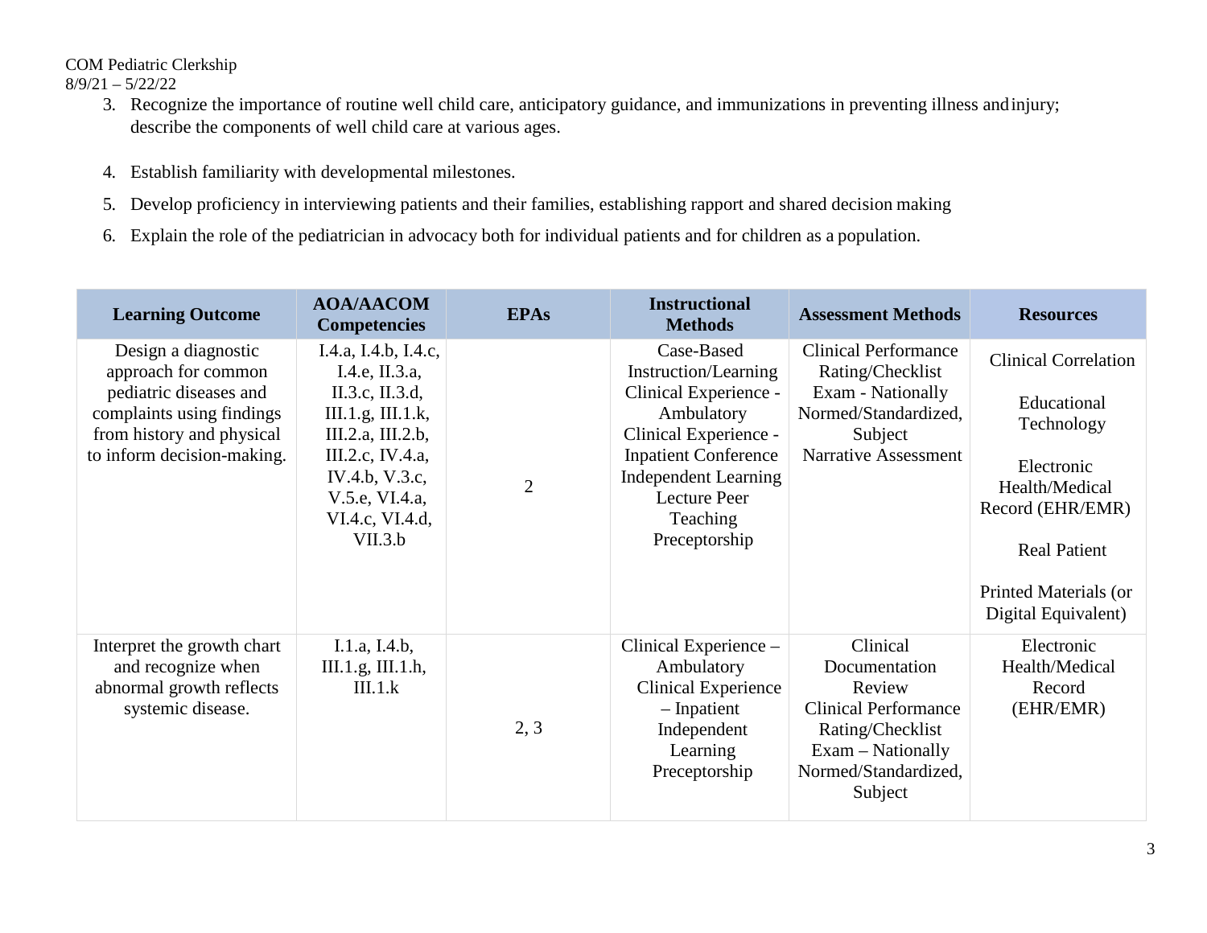3. Recognize the importance of routine well child care, anticipatory guidance, and immunizations in preventing illness and injury; describe the components of well child care at various ages.

4. Establish familiarity with developmental milestones.

5. Develop proficiency in interviewing patients and their families, establishing rapport and shared decision making

6. Explain the role of the pediatrician in advocacy both for individual patients and for children as a population.

| Learning Outcome | AOA/AACOM Competencies | EPAs | Instructional Methods | Assessment Methods | Resources |
|---|---|---|---|---|---|
| Design a diagnostic approach for common pediatric diseases and complaints using findings from history and physical to inform decision-making. | I.4.a, I.4.b, I.4.c, I.4.e, II.3.a, II.3.c, II.3.d, III.1.g, III.1.k, III.2.a, III.2.b, III.2.c, IV.4.a, IV.4.b, V.3.c, V.5.e, VI.4.a, VI.4.c, VI.4.d, VII.3.b | 2 | Case-Based Instruction/Learning<br>Clinical Experience - Ambulatory<br>Clinical Experience - Inpatient Conference<br>Independent Learning<br>Lecture Peer Teaching<br>Preceptorship | Clinical Performance Rating/Checklist<br>Exam - Nationally Normed/Standardized, Subject<br>Narrative Assessment | Clinical Correlation<br><br>Educational Technology<br><br>Electronic Health/Medical Record (EHR/EMR)<br><br>Real Patient<br><br>Printed Materials (or Digital Equivalent) |
| Interpret the growth chart and recognize when abnormal growth reflects systemic disease. | I.1.a, I.4.b, III.1.g, III.1.h, III.1.k | 2, 3 | Clinical Experience – Ambulatory<br>Clinical Experience – Inpatient<br>Independent Learning<br>Preceptorship | Clinical Documentation Review<br>Clinical Performance Rating/Checklist<br>Exam – Nationally Normed/Standardized, Subject | Electronic Health/Medical Record (EHR/EMR) |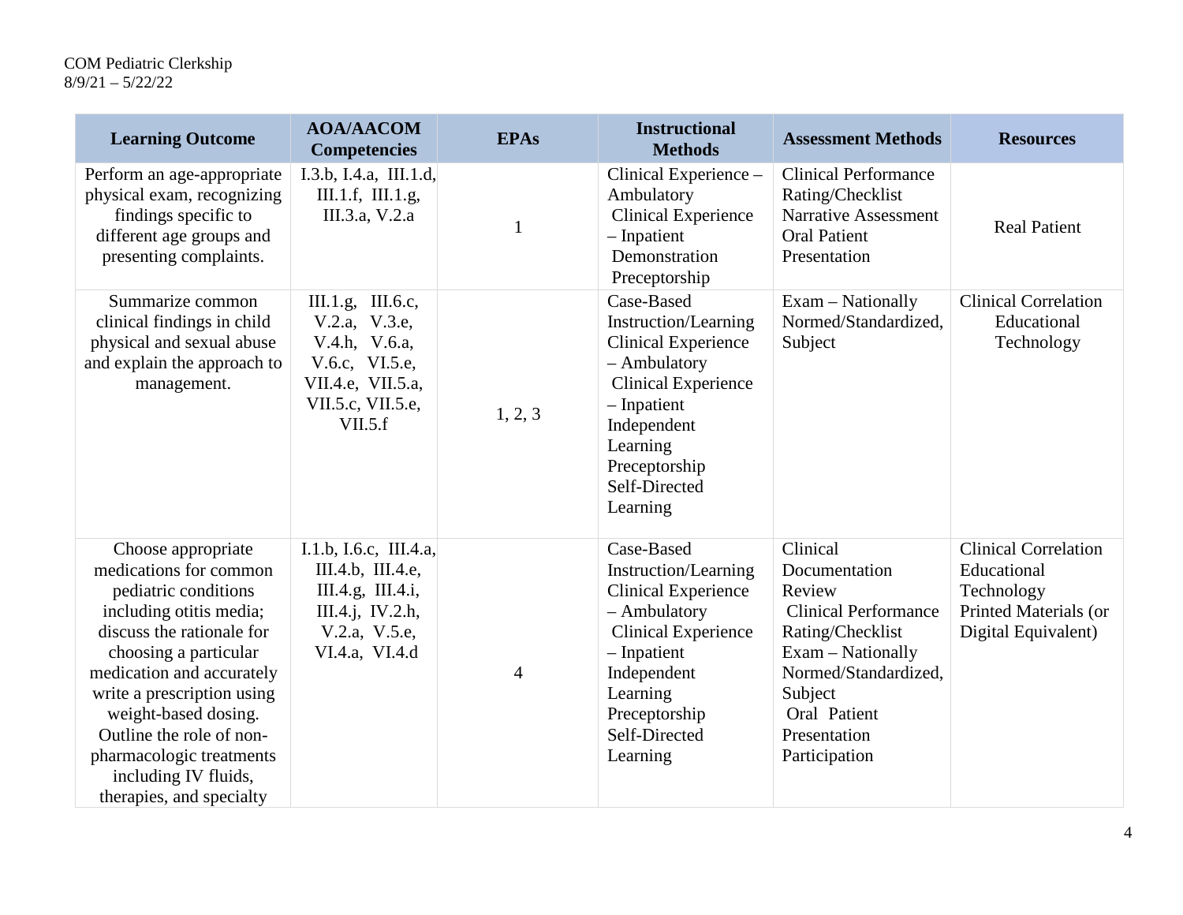| Learning Outcome | AOA/AACOM Competencies | EPAs | Instructional Methods | Assessment Methods | Resources |
|---|---|---|---|---|---|
| Perform an age-appropriate physical exam, recognizing findings specific to different age groups and presenting complaints. | I.3.b, I.4.a, III.1.d, III.1.f, III.1.g, III.3.a, V.2.a | 1 | Clinical Experience – Ambulatory<br>Clinical Experience – Inpatient<br>Demonstration<br>Preceptorship | Clinical Performance Rating/Checklist<br>Narrative Assessment<br>Oral Patient Presentation | Real Patient |
| Summarize common clinical findings in child physical and sexual abuse and explain the approach to management. | III.1.g, III.6.c, V.2.a, V.3.e, V.4.h, V.6.a, V.6.c, VI.5.e, VII.4.e, VII.5.a, VII.5.c, VII.5.e, VII.5.f | 1, 2, 3 | Case-Based Instruction/Learning<br>Clinical Experience – Ambulatory<br>Clinical Experience – Inpatient<br>Independent Learning<br>Preceptorship<br>Self-Directed Learning | Exam – Nationally Normed/Standardized, Subject | Clinical Correlation<br>Educational Technology |
| Choose appropriate medications for common pediatric conditions including otitis media; discuss the rationale for choosing a particular medication and accurately write a prescription using weight-based dosing. Outline the role of non-pharmacologic treatments including IV fluids, therapies, and specialty | I.1.b, I.6.c, III.4.a, III.4.b, III.4.e, III.4.g, III.4.i, III.4.j, IV.2.h, V.2.a, V.5.e, VI.4.a, VI.4.d | 4 | Case-Based Instruction/Learning<br>Clinical Experience – Ambulatory<br>Clinical Experience – Inpatient<br>Independent Learning<br>Preceptorship<br>Self-Directed Learning | Clinical Documentation Review<br>Clinical Performance Rating/Checklist<br>Exam – Nationally Normed/Standardized, Subject<br>Oral Patient Presentation<br>Participation | Clinical Correlation<br>Educational Technology<br>Printed Materials (or Digital Equivalent) |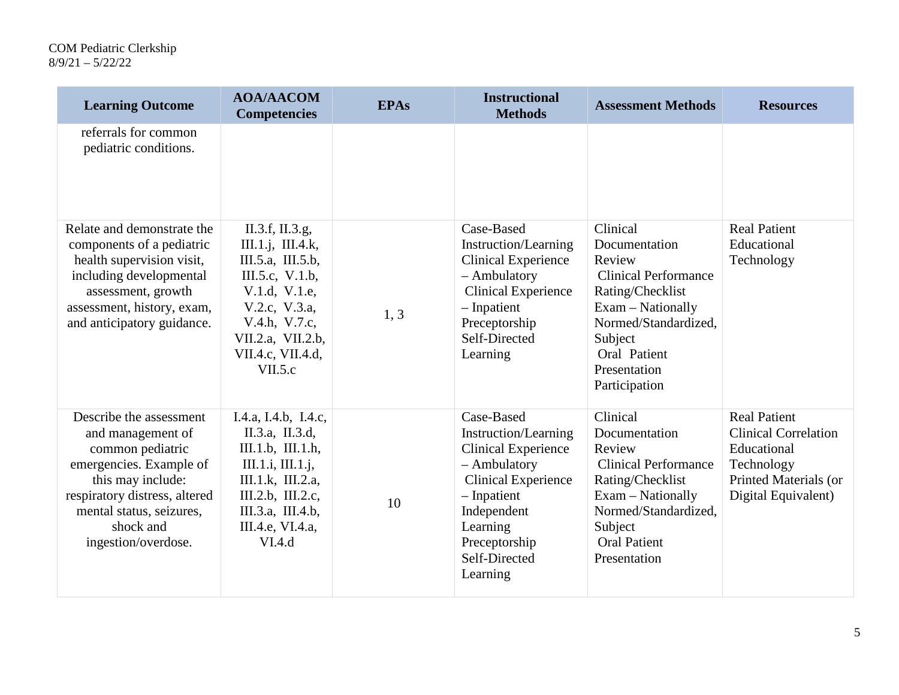| Learning Outcome | AOA/AACOM Competencies | EPAs | Instructional Methods | Assessment Methods | Resources |
|---|---|---|---|---|---|
| referrals for common pediatric conditions. | | | | | |
| Relate and demonstrate the components of a pediatric health supervision visit, including developmental assessment, growth assessment, history, exam, and anticipatory guidance. | II.3.f, II.3.g, III.1.j, III.4.k, III.5.a, III.5.b, III.5.c, V.1.b, V.1.d, V.1.e, V.2.c, V.3.a, V.4.h, V.7.c, VII.2.a, VII.2.b, VII.4.c, VII.4.d, VII.5.c | 1, 3 | Case-Based Instruction/Learning<br>Clinical Experience – Ambulatory<br>Clinical Experience – Inpatient<br>Preceptorship<br>Self-Directed Learning | Clinical Documentation Review<br>Clinical Performance Rating/Checklist<br>Exam – Nationally Normed/Standardized, Subject<br>Oral Patient Presentation<br>Participation | Real Patient<br>Educational Technology |
| Describe the assessment and management of common pediatric emergencies. Example of this may include: respiratory distress, altered mental status, seizures, shock and ingestion/overdose. | I.4.a, I.4.b, I.4.c, II.3.a, II.3.d, III.1.b, III.1.h, III.1.i, III.1.j, III.1.k, III.2.a, III.2.b, III.2.c, III.3.a, III.4.b, III.4.e, VI.4.a, VI.4.d | 10 | Case-Based Instruction/Learning<br>Clinical Experience – Ambulatory<br>Clinical Experience – Inpatient<br>Independent Learning<br>Preceptorship<br>Self-Directed Learning | Clinical Documentation Review<br>Clinical Performance Rating/Checklist<br>Exam – Nationally Normed/Standardized, Subject<br>Oral Patient Presentation | Real Patient<br>Clinical Correlation<br>Educational Technology<br>Printed Materials (or Digital Equivalent) |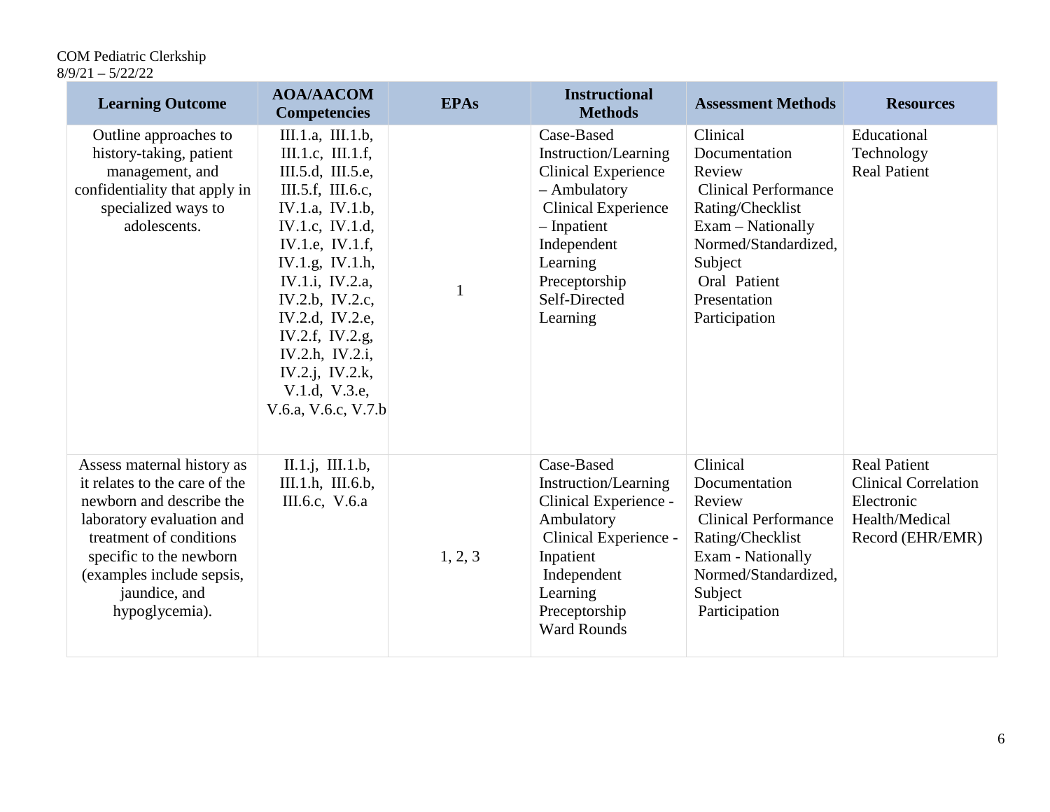| Learning Outcome | AOA/AACOM Competencies | EPAs | Instructional Methods | Assessment Methods | Resources |
|---|---|---|---|---|---|
| Outline approaches to history-taking, patient management, and confidentiality that apply in specialized ways to adolescents. | III.1.a, III.1.b, III.1.c, III.1.f, III.5.d, III.5.e, III.5.f, III.6.c, IV.1.a, IV.1.b, IV.1.c, IV.1.d, IV.1.e, IV.1.f, IV.1.g, IV.1.h, IV.1.i, IV.2.a, IV.2.b, IV.2.c, IV.2.d, IV.2.e, IV.2.f, IV.2.g, IV.2.h, IV.2.i, IV.2.j, IV.2.k, V.1.d, V.3.e, V.6.a, V.6.c, V.7.b | 1 | Case-Based Instruction/Learning<br>Clinical Experience – Ambulatory<br>Clinical Experience – Inpatient<br>Independent Learning<br>Preceptorship<br>Self-Directed Learning | Clinical Documentation Review<br>Clinical Performance Rating/Checklist<br>Exam – Nationally Normed/Standardized, Subject<br>Oral Patient Presentation<br>Participation | Educational Technology<br>Real Patient |
| Assess maternal history as it relates to the care of the newborn and describe the laboratory evaluation and treatment of conditions specific to the newborn (examples include sepsis, jaundice, and hypoglycemia). | II.1.j, III.1.b, III.1.h, III.6.b, III.6.c, V.6.a | 1, 2, 3 | Case-Based Instruction/Learning<br>Clinical Experience - Ambulatory<br>Clinical Experience - Inpatient<br>Independent Learning<br>Preceptorship<br>Ward Rounds | Clinical Documentation Review<br>Clinical Performance Rating/Checklist<br>Exam - Nationally Normed/Standardized, Subject<br>Participation | Real Patient<br>Clinical Correlation<br>Electronic Health/Medical Record (EHR/EMR) |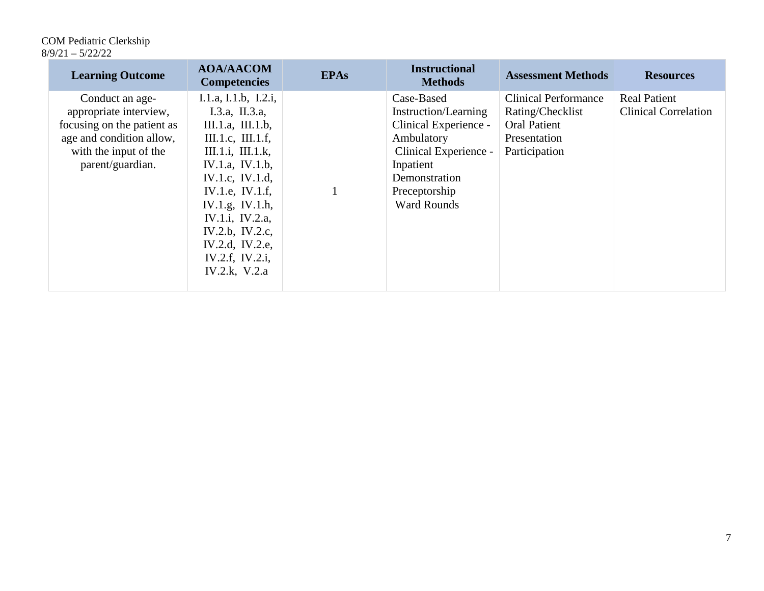| Learning Outcome | AOA/AACOM Competencies | EPAs | Instructional Methods | Assessment Methods | Resources |
|---|---|---|---|---|---|
| Conduct an age-appropriate interview, focusing on the patient as age and condition allow, with the input of the parent/guardian. | I.1.a, I.1.b, I.2.i, I.3.a, II.3.a, III.1.a, III.1.b, III.1.c, III.1.f, III.1.i, III.1.k, IV.1.a, IV.1.b, IV.1.c, IV.1.d, IV.1.e, IV.1.f, IV.1.g, IV.1.h, IV.1.i, IV.2.a, IV.2.b, IV.2.c, IV.2.d, IV.2.e, IV.2.f, IV.2.i, IV.2.k, V.2.a | 1 | Case-Based Instruction/Learning<br>Clinical Experience - Ambulatory<br>Clinical Experience - Inpatient<br>Demonstration<br>Preceptorship<br>Ward Rounds | Clinical Performance Rating/Checklist<br>Oral Patient Presentation<br>Participation | Real Patient<br>Clinical Correlation |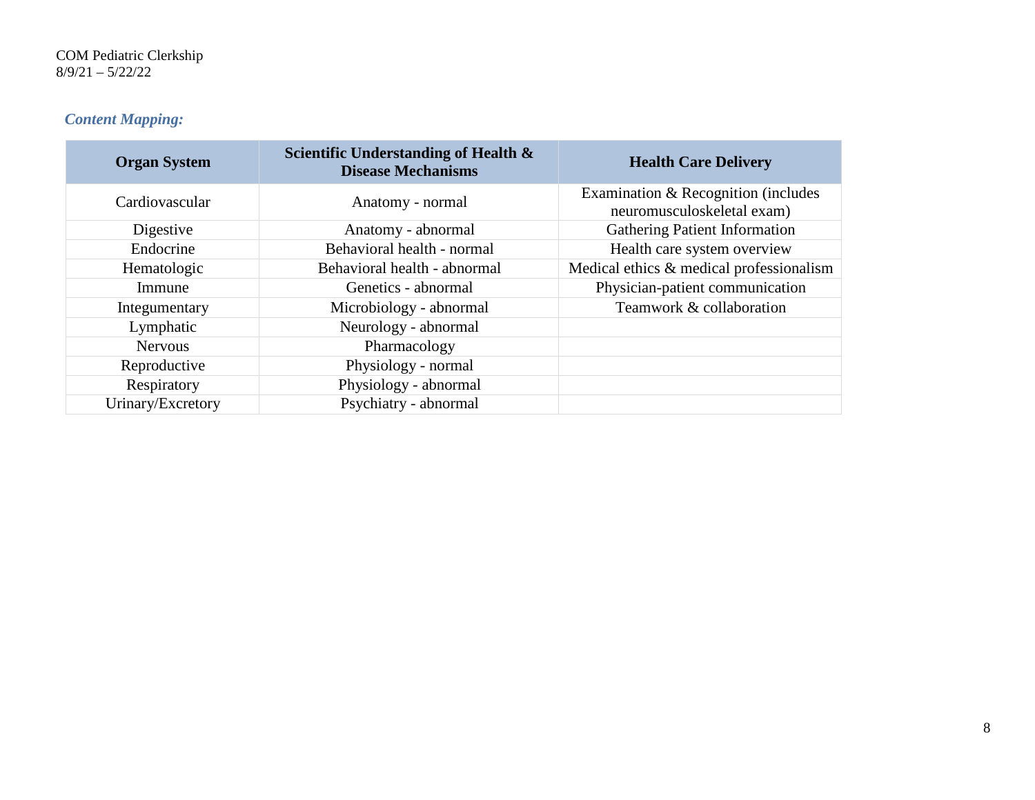COM Pediatric Clerkship
8/9/21 – 5/22/22

### *Content Mapping:*

| Organ System | Scientific Understanding of Health & Disease Mechanisms | Health Care Delivery |
| --- | --- | --- |
| Cardiovascular | Anatomy - normal | Examination & Recognition (includes neuromusculoskeletal exam) |
| Digestive | Anatomy - abnormal | Gathering Patient Information |
| Endocrine | Behavioral health - normal | Health care system overview |
| Hematologic | Behavioral health - abnormal | Medical ethics & medical professionalism |
| Immune | Genetics - abnormal | Physician-patient communication |
| Integumentary | Microbiology - abnormal | Teamwork & collaboration |
| Lymphatic | Neurology - abnormal | |
| Nervous | Pharmacology | |
| Reproductive | Physiology - normal | |
| Respiratory | Physiology - abnormal | |
| Urinary/Excretory | Psychiatry - abnormal | |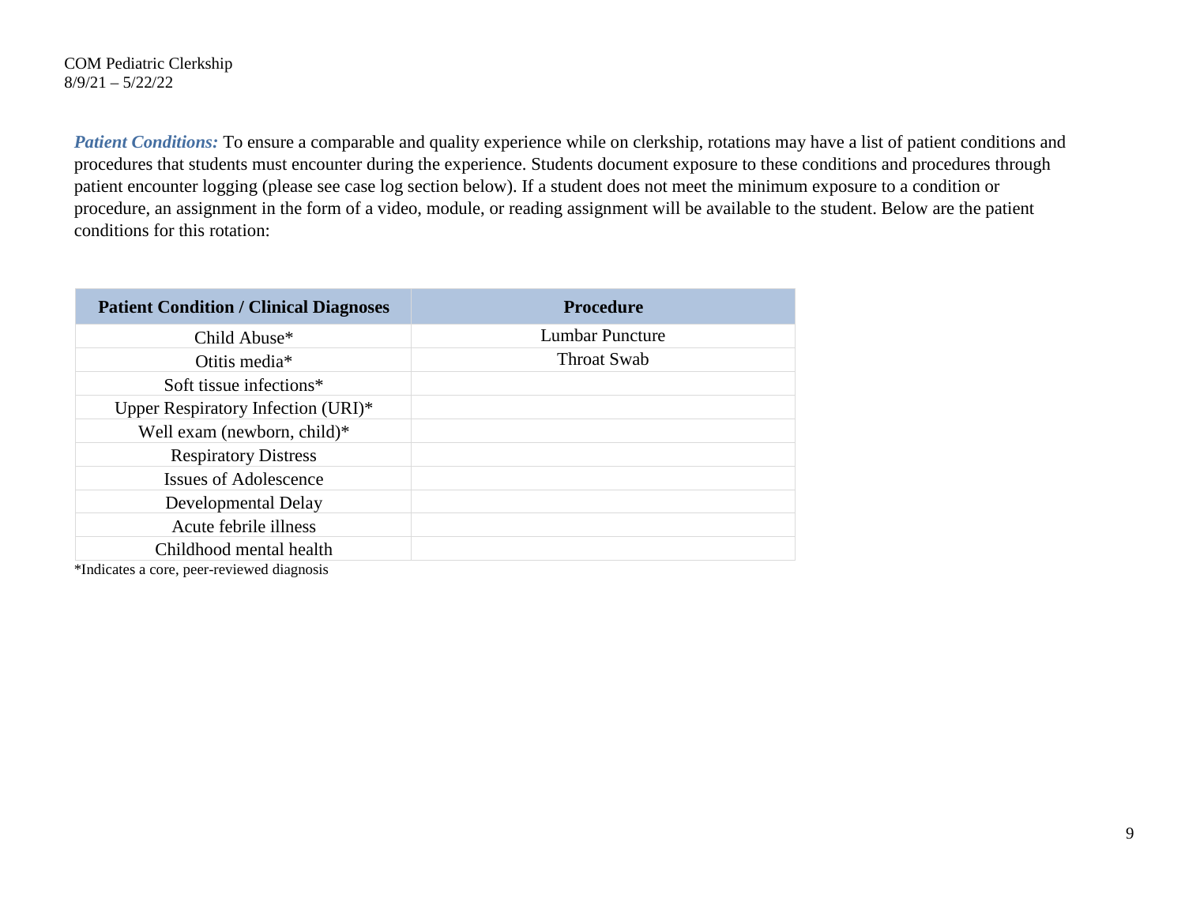***Patient Conditions:*** To ensure a comparable and quality experience while on clerkship, rotations may have a list of patient conditions and procedures that students must encounter during the experience. Students document exposure to these conditions and procedures through patient encounter logging (please see case log section below). If a student does not meet the minimum exposure to a condition or procedure, an assignment in the form of a video, module, or reading assignment will be available to the student. Below are the patient conditions for this rotation:

| Patient Condition / Clinical Diagnoses | Procedure |
|---|---|
| Child Abuse* | Lumbar Puncture |
| Otitis media* | Throat Swab |
| Soft tissue infections* | |
| Upper Respiratory Infection (URI)* | |
| Well exam (newborn, child)* | |
| Respiratory Distress | |
| Issues of Adolescence | |
| Developmental Delay | |
| Acute febrile illness | |
| Childhood mental health | |

*Indicates a core, peer-reviewed diagnosis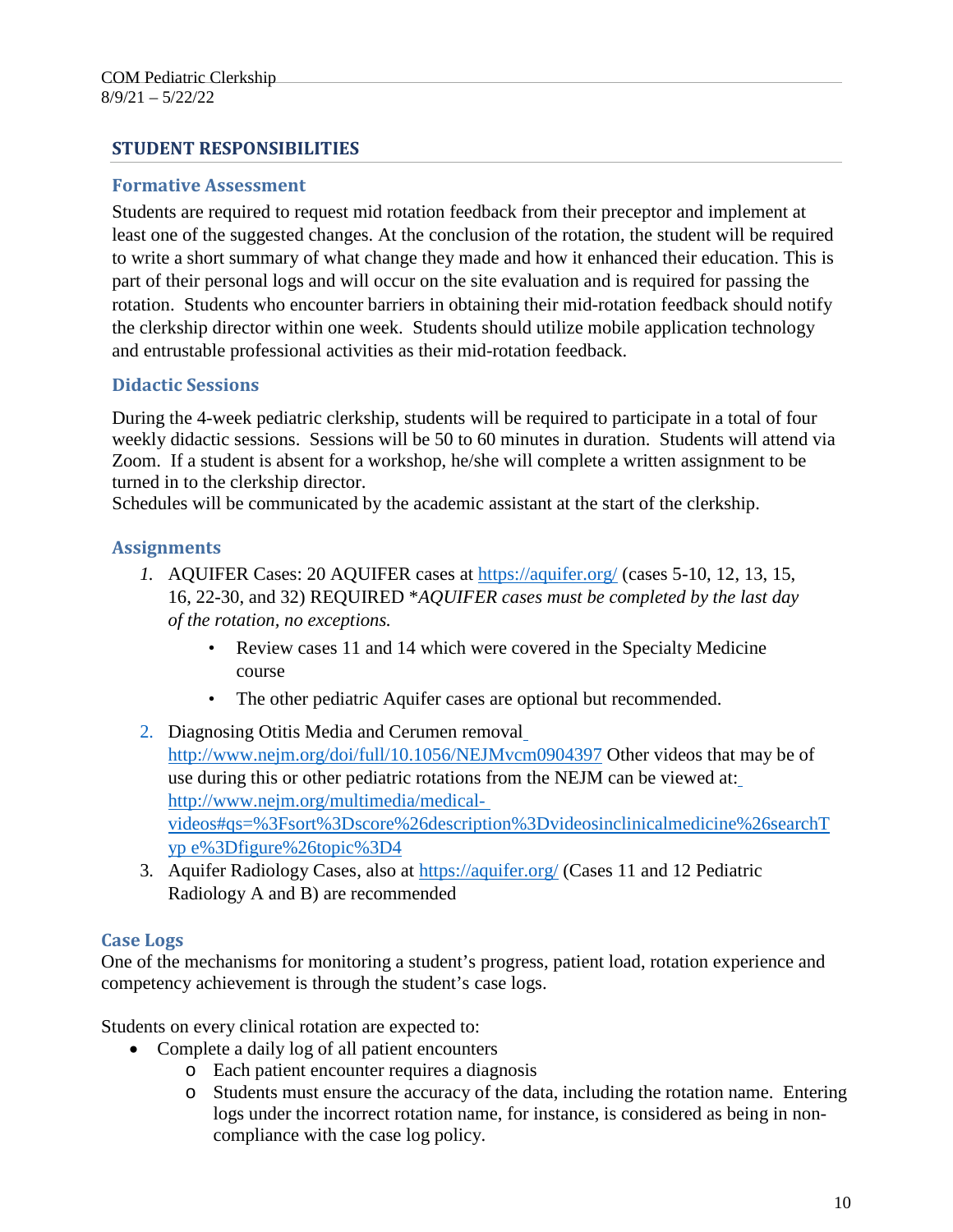## STUDENT RESPONSIBILITIES

### Formative Assessment

Students are required to request mid rotation feedback from their preceptor and implement at least one of the suggested changes. At the conclusion of the rotation, the student will be required to write a short summary of what change they made and how it enhanced their education. This is part of their personal logs and will occur on the site evaluation and is required for passing the rotation. Students who encounter barriers in obtaining their mid-rotation feedback should notify the clerkship director within one week. Students should utilize mobile application technology and entrustable professional activities as their mid-rotation feedback.

### Didactic Sessions

During the 4-week pediatric clerkship, students will be required to participate in a total of four weekly didactic sessions. Sessions will be 50 to 60 minutes in duration. Students will attend via Zoom. If a student is absent for a workshop, he/she will complete a written assignment to be turned in to the clerkship director.

Schedules will be communicated by the academic assistant at the start of the clerkship.

### Assignments

1. AQUIFER Cases: 20 AQUIFER cases at https://aquifer.org/ (cases 5-10, 12, 13, 15, 16, 22-30, and 32) REQUIRED **AQUIFER cases must be completed by the last day of the rotation, no exceptions.*
    - Review cases 11 and 14 which were covered in the Specialty Medicine course
    - The other pediatric Aquifer cases are optional but recommended.
2. Diagnosing Otitis Media and Cerumen removal http://www.nejm.org/doi/full/10.1056/NEJMvcm0904397 Other videos that may be of use during this or other pediatric rotations from the NEJM can be viewed at: http://www.nejm.org/multimedia/medical-videos#qs=%3Fsort%3Dscore%26description%3Dvideosinclinicalmedicine%26searchTyp e%3Dfigure%26topic%3D4
3. Aquifer Radiology Cases, also at https://aquifer.org/ (Cases 11 and 12 Pediatric Radiology A and B) are recommended

### Case Logs

One of the mechanisms for monitoring a student's progress, patient load, rotation experience and competency achievement is through the student's case logs.

Students on every clinical rotation are expected to:

- Complete a daily log of all patient encounters
    - Each patient encounter requires a diagnosis
    - Students must ensure the accuracy of the data, including the rotation name. Entering logs under the incorrect rotation name, for instance, is considered as being in non-compliance with the case log policy.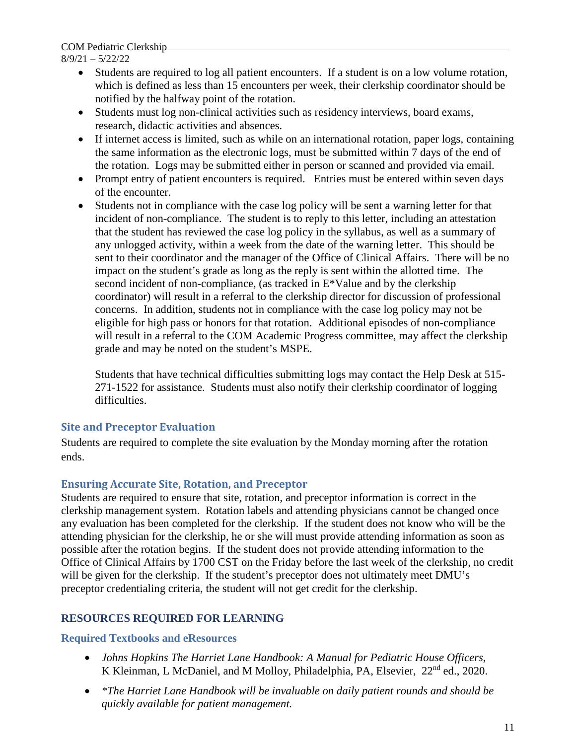- Students are required to log all patient encounters. If a student is on a low volume rotation, which is defined as less than 15 encounters per week, their clerkship coordinator should be notified by the halfway point of the rotation.
- Students must log non-clinical activities such as residency interviews, board exams, research, didactic activities and absences.
- If internet access is limited, such as while on an international rotation, paper logs, containing the same information as the electronic logs, must be submitted within 7 days of the end of the rotation. Logs may be submitted either in person or scanned and provided via email.
- Prompt entry of patient encounters is required. Entries must be entered within seven days of the encounter.
- Students not in compliance with the case log policy will be sent a warning letter for that incident of non-compliance. The student is to reply to this letter, including an attestation that the student has reviewed the case log policy in the syllabus, as well as a summary of any unlogged activity, within a week from the date of the warning letter. This should be sent to their coordinator and the manager of the Office of Clinical Affairs. There will be no impact on the student's grade as long as the reply is sent within the allotted time. The second incident of non-compliance, (as tracked in E*Value and by the clerkship coordinator) will result in a referral to the clerkship director for discussion of professional concerns. In addition, students not in compliance with the case log policy may not be eligible for high pass or honors for that rotation. Additional episodes of non-compliance will result in a referral to the COM Academic Progress committee, may affect the clerkship grade and may be noted on the student's MSPE.

  Students that have technical difficulties submitting logs may contact the Help Desk at 515-271-1522 for assistance. Students must also notify their clerkship coordinator of logging difficulties.

### Site and Preceptor Evaluation

Students are required to complete the site evaluation by the Monday morning after the rotation ends.

### Ensuring Accurate Site, Rotation, and Preceptor

Students are required to ensure that site, rotation, and preceptor information is correct in the clerkship management system. Rotation labels and attending physicians cannot be changed once any evaluation has been completed for the clerkship. If the student does not know who will be the attending physician for the clerkship, he or she will must provide attending information as soon as possible after the rotation begins. If the student does not provide attending information to the Office of Clinical Affairs by 1700 CST on the Friday before the last week of the clerkship, no credit will be given for the clerkship. If the student's preceptor does not ultimately meet DMU's preceptor credentialing criteria, the student will not get credit for the clerkship.

## RESOURCES REQUIRED FOR LEARNING

### Required Textbooks and eResources

- *Johns Hopkins The Harriet Lane Handbook: A Manual for Pediatric House Officers*, K Kleinman, L McDaniel, and M Molloy, Philadelphia, PA, Elsevier, 22nd ed., 2020.
- *\*The Harriet Lane Handbook will be invaluable on daily patient rounds and should be quickly available for patient management.*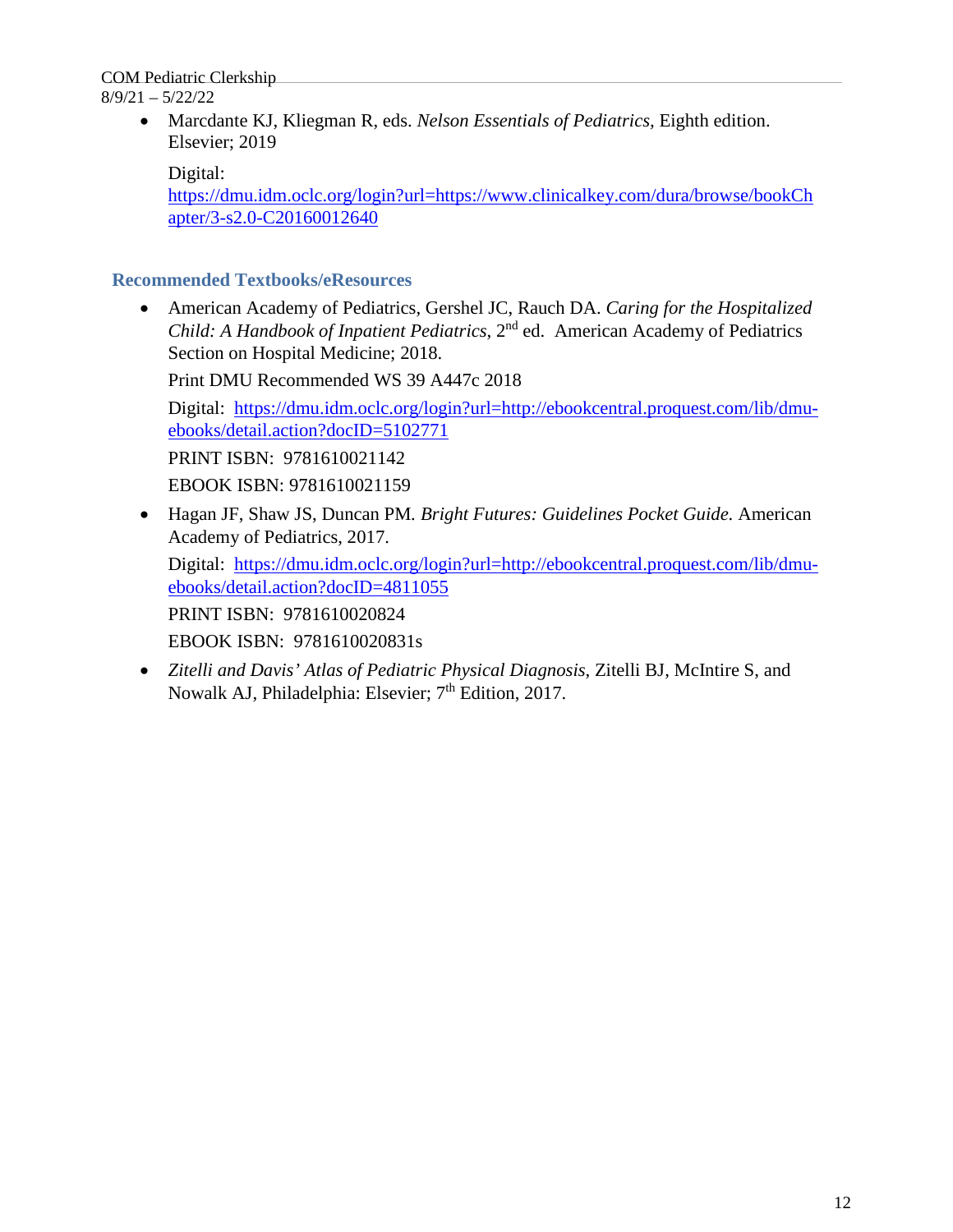- Marcdante KJ, Kliegman R, eds. *Nelson Essentials of Pediatrics,* Eighth edition. Elsevier; 2019

  Digital: [https://dmu.idm.oclc.org/login?url=https://www.clinicalkey.com/dura/browse/bookChapter/3-s2.0-C20160012640](https://dmu.idm.oclc.org/login?url=https://www.clinicalkey.com/dura/browse/bookChapter/3-s2.0-C20160012640)

### Recommended Textbooks/eResources

- American Academy of Pediatrics, Gershel JC, Rauch DA. *Caring for the Hospitalized Child: A Handbook of Inpatient Pediatrics*, 2nd ed. American Academy of Pediatrics Section on Hospital Medicine; 2018.

  Print DMU Recommended WS 39 A447c 2018

  Digital: [https://dmu.idm.oclc.org/login?url=http://ebookcentral.proquest.com/lib/dmu-ebooks/detail.action?docID=5102771](https://dmu.idm.oclc.org/login?url=http://ebookcentral.proquest.com/lib/dmu-ebooks/detail.action?docID=5102771)

  PRINT ISBN: 9781610021142

  EBOOK ISBN: 9781610021159

- Hagan JF, Shaw JS, Duncan PM. *Bright Futures: Guidelines Pocket Guide.* American Academy of Pediatrics, 2017.

  Digital: [https://dmu.idm.oclc.org/login?url=http://ebookcentral.proquest.com/lib/dmu-ebooks/detail.action?docID=4811055](https://dmu.idm.oclc.org/login?url=http://ebookcentral.proquest.com/lib/dmu-ebooks/detail.action?docID=4811055)

  PRINT ISBN: 9781610020824

  EBOOK ISBN: 9781610020831s

- *Zitelli and Davis' Atlas of Pediatric Physical Diagnosis*, Zitelli BJ, McIntire S, and Nowalk AJ, Philadelphia: Elsevier; 7th Edition, 2017.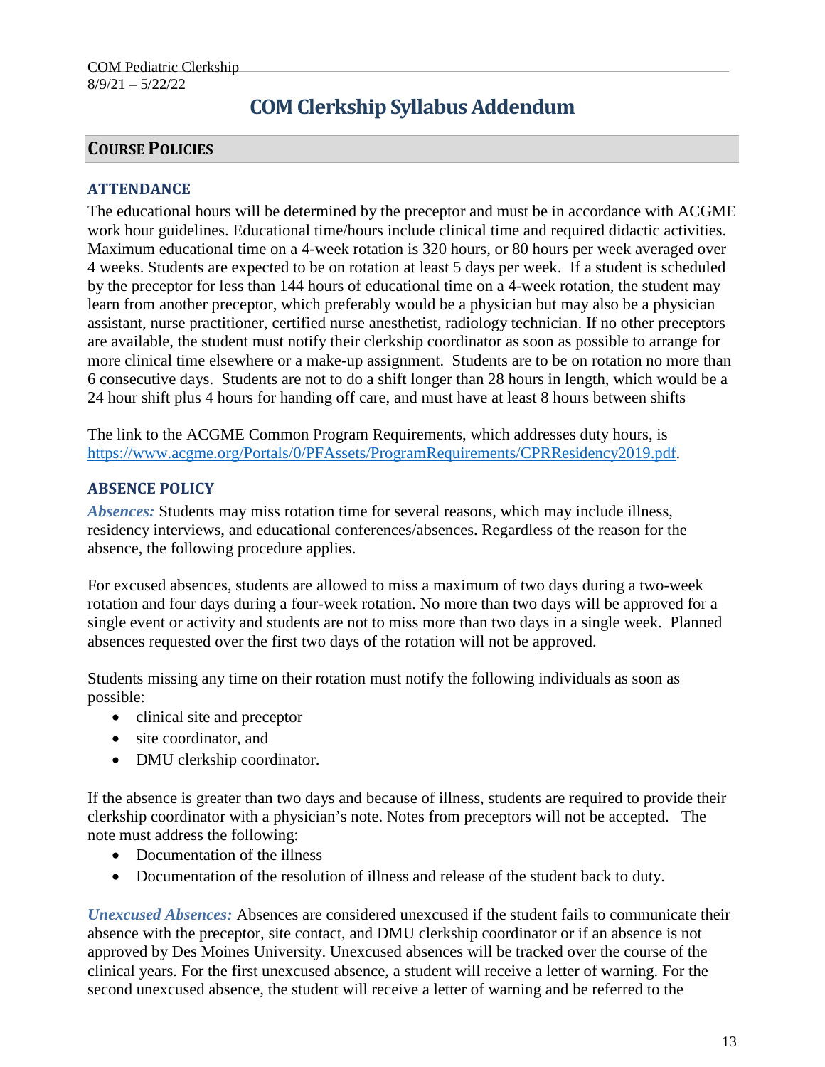# COM Clerkship Syllabus Addendum

## Course Policies

### ATTENDANCE

The educational hours will be determined by the preceptor and must be in accordance with ACGME work hour guidelines. Educational time/hours include clinical time and required didactic activities. Maximum educational time on a 4-week rotation is 320 hours, or 80 hours per week averaged over 4 weeks. Students are expected to be on rotation at least 5 days per week. If a student is scheduled by the preceptor for less than 144 hours of educational time on a 4-week rotation, the student may learn from another preceptor, which preferably would be a physician but may also be a physician assistant, nurse practitioner, certified nurse anesthetist, radiology technician. If no other preceptors are available, the student must notify their clerkship coordinator as soon as possible to arrange for more clinical time elsewhere or a make-up assignment. Students are to be on rotation no more than 6 consecutive days. Students are not to do a shift longer than 28 hours in length, which would be a 24 hour shift plus 4 hours for handing off care, and must have at least 8 hours between shifts

The link to the ACGME Common Program Requirements, which addresses duty hours, is [https://www.acgme.org/Portals/0/PFAssets/ProgramRequirements/CPRResidency2019.pdf](https://www.acgme.org/Portals/0/PFAssets/ProgramRequirements/CPRResidency2019.pdf).

### ABSENCE POLICY

***Absences:*** Students may miss rotation time for several reasons, which may include illness, residency interviews, and educational conferences/absences. Regardless of the reason for the absence, the following procedure applies.

For excused absences, students are allowed to miss a maximum of two days during a two-week rotation and four days during a four-week rotation. No more than two days will be approved for a single event or activity and students are not to miss more than two days in a single week. Planned absences requested over the first two days of the rotation will not be approved.

Students missing any time on their rotation must notify the following individuals as soon as possible:

- clinical site and preceptor
- site coordinator, and
- DMU clerkship coordinator.

If the absence is greater than two days and because of illness, students are required to provide their clerkship coordinator with a physician's note. Notes from preceptors will not be accepted. The note must address the following:

- Documentation of the illness
- Documentation of the resolution of illness and release of the student back to duty.

***Unexcused Absences:*** Absences are considered unexcused if the student fails to communicate their absence with the preceptor, site contact, and DMU clerkship coordinator or if an absence is not approved by Des Moines University. Unexcused absences will be tracked over the course of the clinical years. For the first unexcused absence, a student will receive a letter of warning. For the second unexcused absence, the student will receive a letter of warning and be referred to the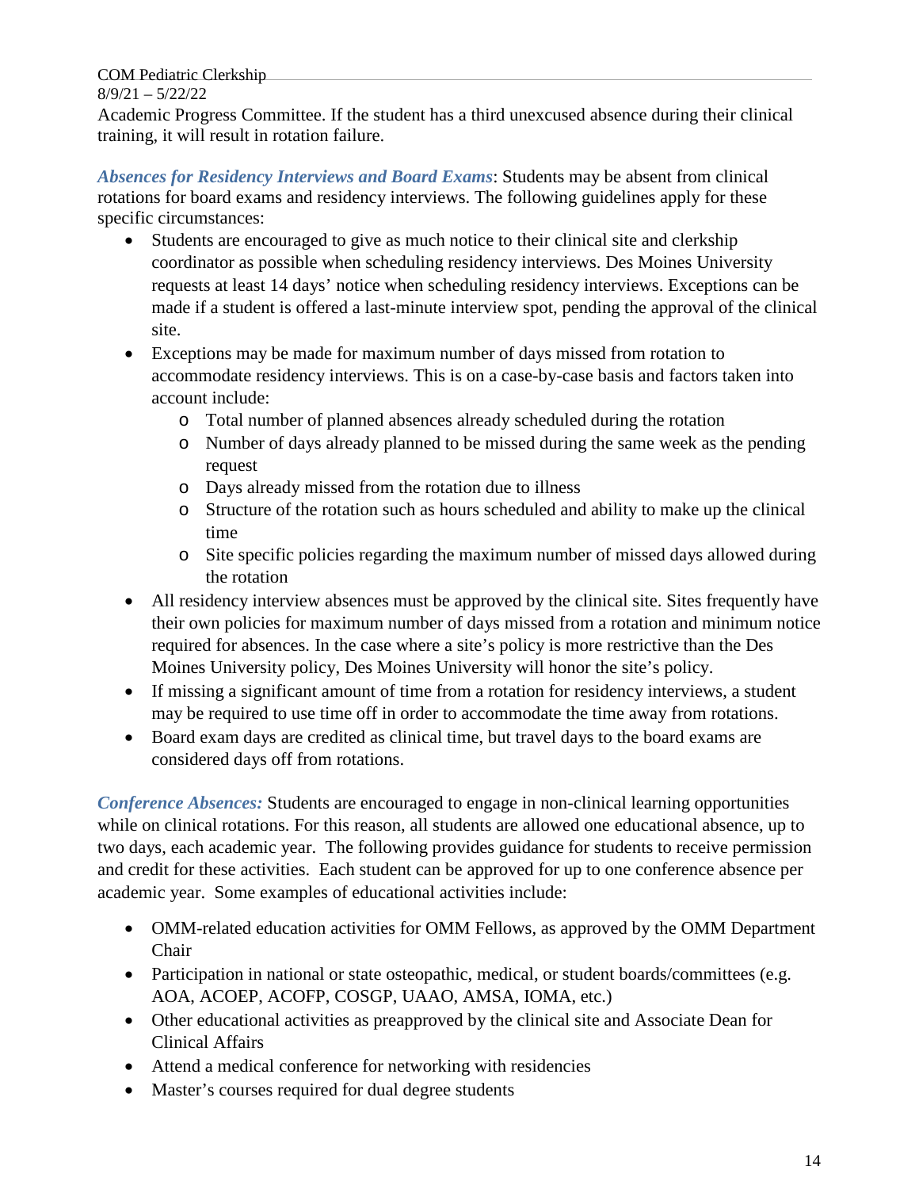Academic Progress Committee. If the student has a third unexcused absence during their clinical training, it will result in rotation failure.

***Absences for Residency Interviews and Board Exams***: Students may be absent from clinical rotations for board exams and residency interviews. The following guidelines apply for these specific circumstances:

- Students are encouraged to give as much notice to their clinical site and clerkship coordinator as possible when scheduling residency interviews. Des Moines University requests at least 14 days' notice when scheduling residency interviews. Exceptions can be made if a student is offered a last-minute interview spot, pending the approval of the clinical site.
- Exceptions may be made for maximum number of days missed from rotation to accommodate residency interviews. This is on a case-by-case basis and factors taken into account include:
  - Total number of planned absences already scheduled during the rotation
  - Number of days already planned to be missed during the same week as the pending request
  - Days already missed from the rotation due to illness
  - Structure of the rotation such as hours scheduled and ability to make up the clinical time
  - Site specific policies regarding the maximum number of missed days allowed during the rotation
- All residency interview absences must be approved by the clinical site. Sites frequently have their own policies for maximum number of days missed from a rotation and minimum notice required for absences. In the case where a site's policy is more restrictive than the Des Moines University policy, Des Moines University will honor the site's policy.
- If missing a significant amount of time from a rotation for residency interviews, a student may be required to use time off in order to accommodate the time away from rotations.
- Board exam days are credited as clinical time, but travel days to the board exams are considered days off from rotations.

***Conference Absences:*** Students are encouraged to engage in non-clinical learning opportunities while on clinical rotations. For this reason, all students are allowed one educational absence, up to two days, each academic year. The following provides guidance for students to receive permission and credit for these activities. Each student can be approved for up to one conference absence per academic year. Some examples of educational activities include:

- OMM-related education activities for OMM Fellows, as approved by the OMM Department Chair
- Participation in national or state osteopathic, medical, or student boards/committees (e.g. AOA, ACOEP, ACOFP, COSGP, UAAO, AMSA, IOMA, etc.)
- Other educational activities as preapproved by the clinical site and Associate Dean for Clinical Affairs
- Attend a medical conference for networking with residencies
- Master's courses required for dual degree students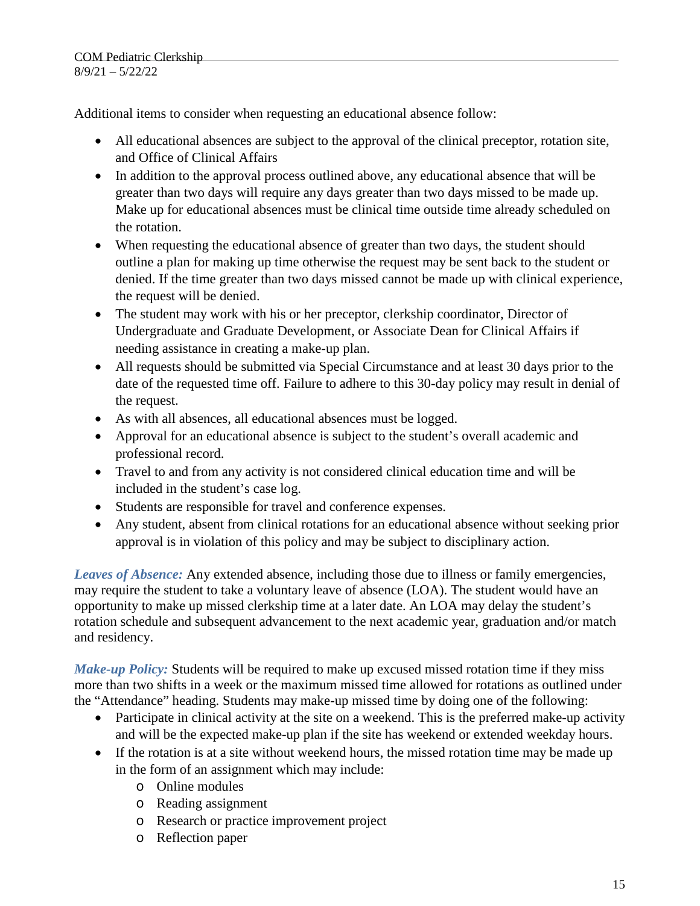Additional items to consider when requesting an educational absence follow:

- All educational absences are subject to the approval of the clinical preceptor, rotation site, and Office of Clinical Affairs
- In addition to the approval process outlined above, any educational absence that will be greater than two days will require any days greater than two days missed to be made up. Make up for educational absences must be clinical time outside time already scheduled on the rotation.
- When requesting the educational absence of greater than two days, the student should outline a plan for making up time otherwise the request may be sent back to the student or denied. If the time greater than two days missed cannot be made up with clinical experience, the request will be denied.
- The student may work with his or her preceptor, clerkship coordinator, Director of Undergraduate and Graduate Development, or Associate Dean for Clinical Affairs if needing assistance in creating a make-up plan.
- All requests should be submitted via Special Circumstance and at least 30 days prior to the date of the requested time off. Failure to adhere to this 30-day policy may result in denial of the request.
- As with all absences, all educational absences must be logged.
- Approval for an educational absence is subject to the student's overall academic and professional record.
- Travel to and from any activity is not considered clinical education time and will be included in the student's case log.
- Students are responsible for travel and conference expenses.
- Any student, absent from clinical rotations for an educational absence without seeking prior approval is in violation of this policy and may be subject to disciplinary action.

***Leaves of Absence:*** Any extended absence, including those due to illness or family emergencies, may require the student to take a voluntary leave of absence (LOA). The student would have an opportunity to make up missed clerkship time at a later date. An LOA may delay the student's rotation schedule and subsequent advancement to the next academic year, graduation and/or match and residency.

***Make-up Policy:*** Students will be required to make up excused missed rotation time if they miss more than two shifts in a week or the maximum missed time allowed for rotations as outlined under the "Attendance" heading. Students may make-up missed time by doing one of the following:

- Participate in clinical activity at the site on a weekend. This is the preferred make-up activity and will be the expected make-up plan if the site has weekend or extended weekday hours.
- If the rotation is at a site without weekend hours, the missed rotation time may be made up in the form of an assignment which may include:
    - Online modules
    - Reading assignment
    - Research or practice improvement project
    - Reflection paper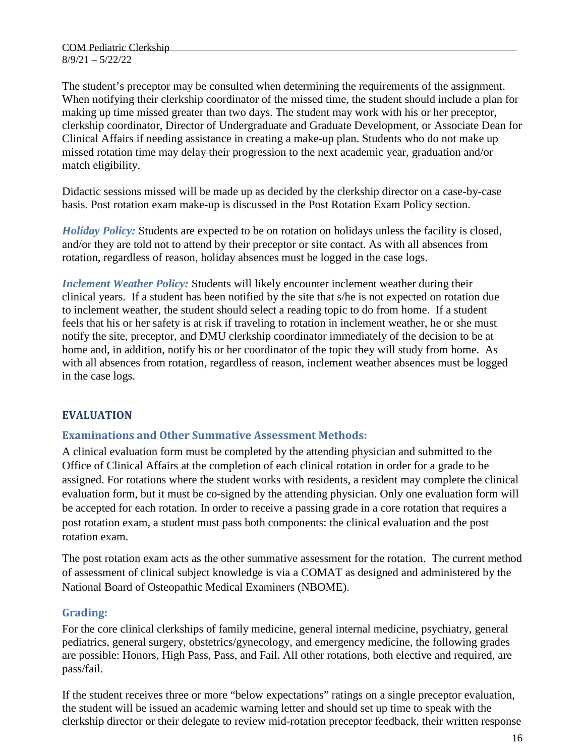The student's preceptor may be consulted when determining the requirements of the assignment. When notifying their clerkship coordinator of the missed time, the student should include a plan for making up time missed greater than two days. The student may work with his or her preceptor, clerkship coordinator, Director of Undergraduate and Graduate Development, or Associate Dean for Clinical Affairs if needing assistance in creating a make-up plan. Students who do not make up missed rotation time may delay their progression to the next academic year, graduation and/or match eligibility.

Didactic sessions missed will be made up as decided by the clerkship director on a case-by-case basis. Post rotation exam make-up is discussed in the Post Rotation Exam Policy section.

***Holiday Policy:*** Students are expected to be on rotation on holidays unless the facility is closed, and/or they are told not to attend by their preceptor or site contact. As with all absences from rotation, regardless of reason, holiday absences must be logged in the case logs.

***Inclement Weather Policy:*** Students will likely encounter inclement weather during their clinical years. If a student has been notified by the site that s/he is not expected on rotation due to inclement weather, the student should select a reading topic to do from home. If a student feels that his or her safety is at risk if traveling to rotation in inclement weather, he or she must notify the site, preceptor, and DMU clerkship coordinator immediately of the decision to be at home and, in addition, notify his or her coordinator of the topic they will study from home. As with all absences from rotation, regardless of reason, inclement weather absences must be logged in the case logs.

## EVALUATION

### Examinations and Other Summative Assessment Methods:

A clinical evaluation form must be completed by the attending physician and submitted to the Office of Clinical Affairs at the completion of each clinical rotation in order for a grade to be assigned. For rotations where the student works with residents, a resident may complete the clinical evaluation form, but it must be co-signed by the attending physician. Only one evaluation form will be accepted for each rotation. In order to receive a passing grade in a core rotation that requires a post rotation exam, a student must pass both components: the clinical evaluation and the post rotation exam.

The post rotation exam acts as the other summative assessment for the rotation. The current method of assessment of clinical subject knowledge is via a COMAT as designed and administered by the National Board of Osteopathic Medical Examiners (NBOME).

### Grading:

For the core clinical clerkships of family medicine, general internal medicine, psychiatry, general pediatrics, general surgery, obstetrics/gynecology, and emergency medicine, the following grades are possible: Honors, High Pass, Pass, and Fail. All other rotations, both elective and required, are pass/fail.

If the student receives three or more "below expectations" ratings on a single preceptor evaluation, the student will be issued an academic warning letter and should set up time to speak with the clerkship director or their delegate to review mid-rotation preceptor feedback, their written response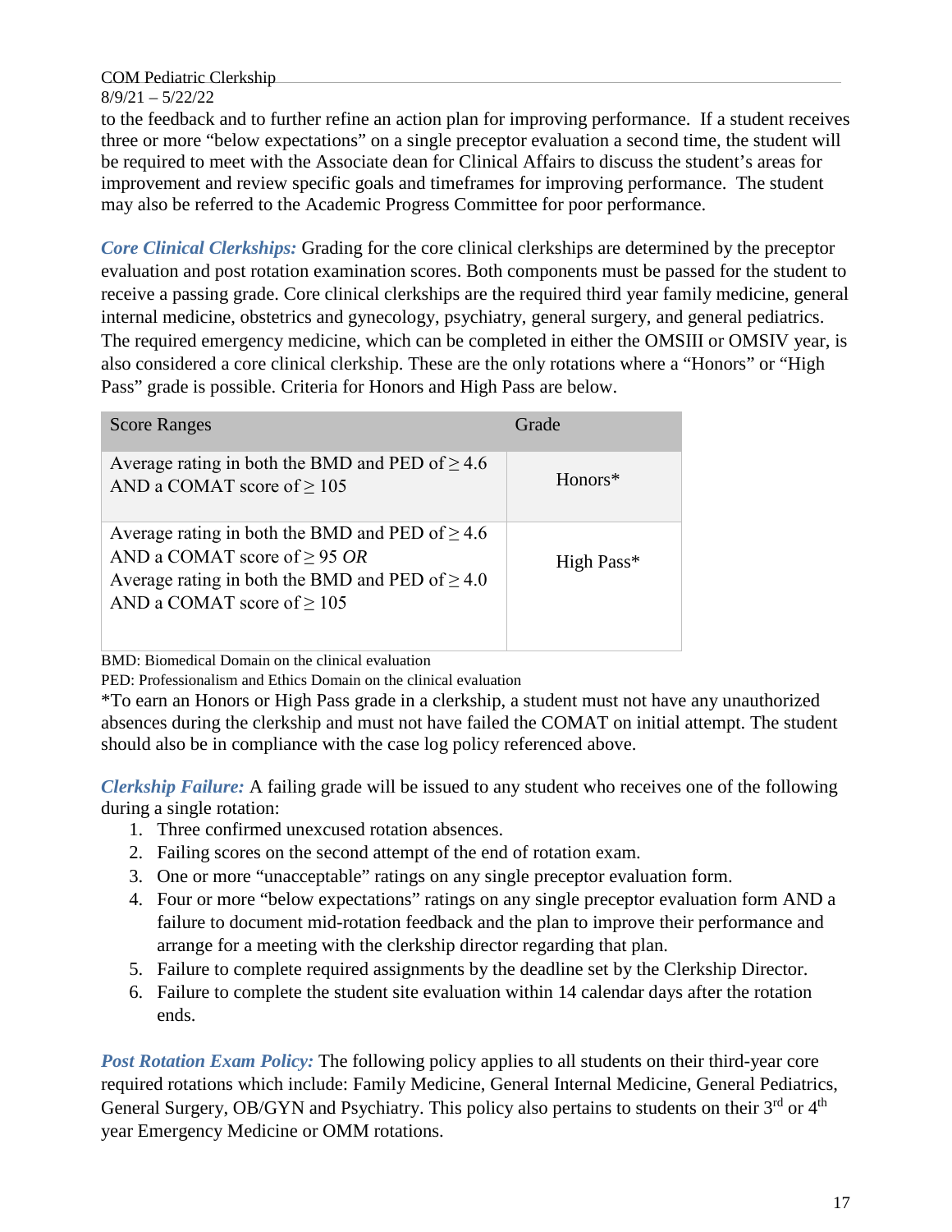to the feedback and to further refine an action plan for improving performance. If a student receives three or more "below expectations" on a single preceptor evaluation a second time, the student will be required to meet with the Associate dean for Clinical Affairs to discuss the student's areas for improvement and review specific goals and timeframes for improving performance. The student may also be referred to the Academic Progress Committee for poor performance.

***Core Clinical Clerkships:*** Grading for the core clinical clerkships are determined by the preceptor evaluation and post rotation examination scores. Both components must be passed for the student to receive a passing grade. Core clinical clerkships are the required third year family medicine, general internal medicine, obstetrics and gynecology, psychiatry, general surgery, and general pediatrics. The required emergency medicine, which can be completed in either the OMSIII or OMSIV year, is also considered a core clinical clerkship. These are the only rotations where a "Honors" or "High Pass" grade is possible. Criteria for Honors and High Pass are below.

| Score Ranges | Grade |
|---|---|
| Average rating in both the BMD and PED of ≥ 4.6 AND a COMAT score of ≥ 105 | Honors* |
| Average rating in both the BMD and PED of ≥ 4.6 AND a COMAT score of ≥ 95 *OR* Average rating in both the BMD and PED of ≥ 4.0 AND a COMAT score of ≥ 105 | High Pass* |

BMD: Biomedical Domain on the clinical evaluation
PED: Professionalism and Ethics Domain on the clinical evaluation
*To earn an Honors or High Pass grade in a clerkship, a student must not have any unauthorized absences during the clerkship and must not have failed the COMAT on initial attempt. The student should also be in compliance with the case log policy referenced above.

***Clerkship Failure:*** A failing grade will be issued to any student who receives one of the following during a single rotation:

1. Three confirmed unexcused rotation absences.
2. Failing scores on the second attempt of the end of rotation exam.
3. One or more "unacceptable" ratings on any single preceptor evaluation form.
4. Four or more "below expectations" ratings on any single preceptor evaluation form AND a failure to document mid-rotation feedback and the plan to improve their performance and arrange for a meeting with the clerkship director regarding that plan.
5. Failure to complete required assignments by the deadline set by the Clerkship Director.
6. Failure to complete the student site evaluation within 14 calendar days after the rotation ends.

***Post Rotation Exam Policy:*** The following policy applies to all students on their third-year core required rotations which include: Family Medicine, General Internal Medicine, General Pediatrics, General Surgery, OB/GYN and Psychiatry. This policy also pertains to students on their 3rd or 4th year Emergency Medicine or OMM rotations.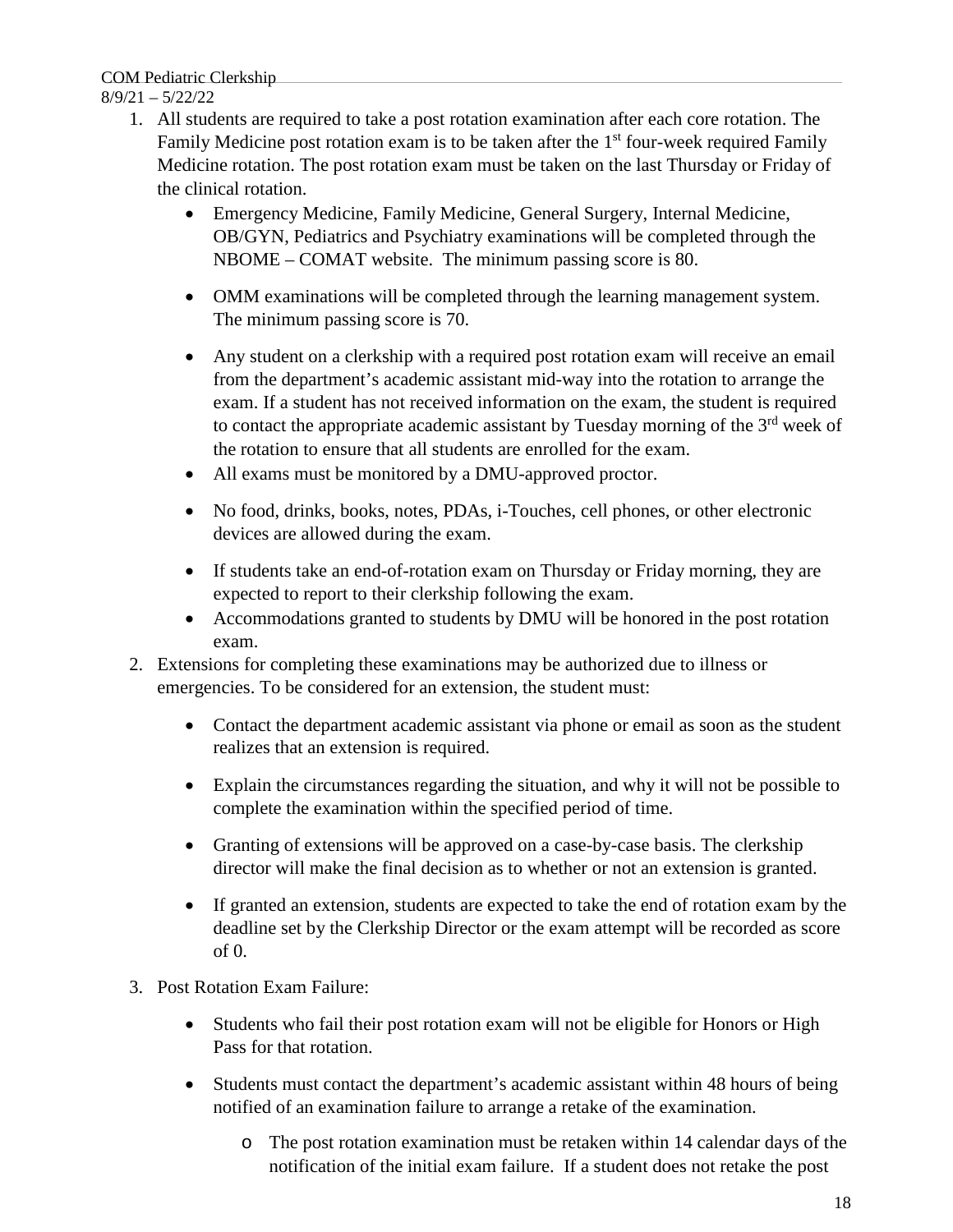1. All students are required to take a post rotation examination after each core rotation. The Family Medicine post rotation exam is to be taken after the 1st four-week required Family Medicine rotation. The post rotation exam must be taken on the last Thursday or Friday of the clinical rotation.
    - Emergency Medicine, Family Medicine, General Surgery, Internal Medicine, OB/GYN, Pediatrics and Psychiatry examinations will be completed through the NBOME – COMAT website. The minimum passing score is 80.
    - OMM examinations will be completed through the learning management system. The minimum passing score is 70.
    - Any student on a clerkship with a required post rotation exam will receive an email from the department's academic assistant mid-way into the rotation to arrange the exam. If a student has not received information on the exam, the student is required to contact the appropriate academic assistant by Tuesday morning of the 3rd week of the rotation to ensure that all students are enrolled for the exam.
    - All exams must be monitored by a DMU-approved proctor.
    - No food, drinks, books, notes, PDAs, i-Touches, cell phones, or other electronic devices are allowed during the exam.
    - If students take an end-of-rotation exam on Thursday or Friday morning, they are expected to report to their clerkship following the exam.
    - Accommodations granted to students by DMU will be honored in the post rotation exam.
2. Extensions for completing these examinations may be authorized due to illness or emergencies. To be considered for an extension, the student must:
    - Contact the department academic assistant via phone or email as soon as the student realizes that an extension is required.
    - Explain the circumstances regarding the situation, and why it will not be possible to complete the examination within the specified period of time.
    - Granting of extensions will be approved on a case-by-case basis. The clerkship director will make the final decision as to whether or not an extension is granted.
    - If granted an extension, students are expected to take the end of rotation exam by the deadline set by the Clerkship Director or the exam attempt will be recorded as score of 0.
3. Post Rotation Exam Failure:
    - Students who fail their post rotation exam will not be eligible for Honors or High Pass for that rotation.
    - Students must contact the department's academic assistant within 48 hours of being notified of an examination failure to arrange a retake of the examination.
        - The post rotation examination must be retaken within 14 calendar days of the notification of the initial exam failure. If a student does not retake the post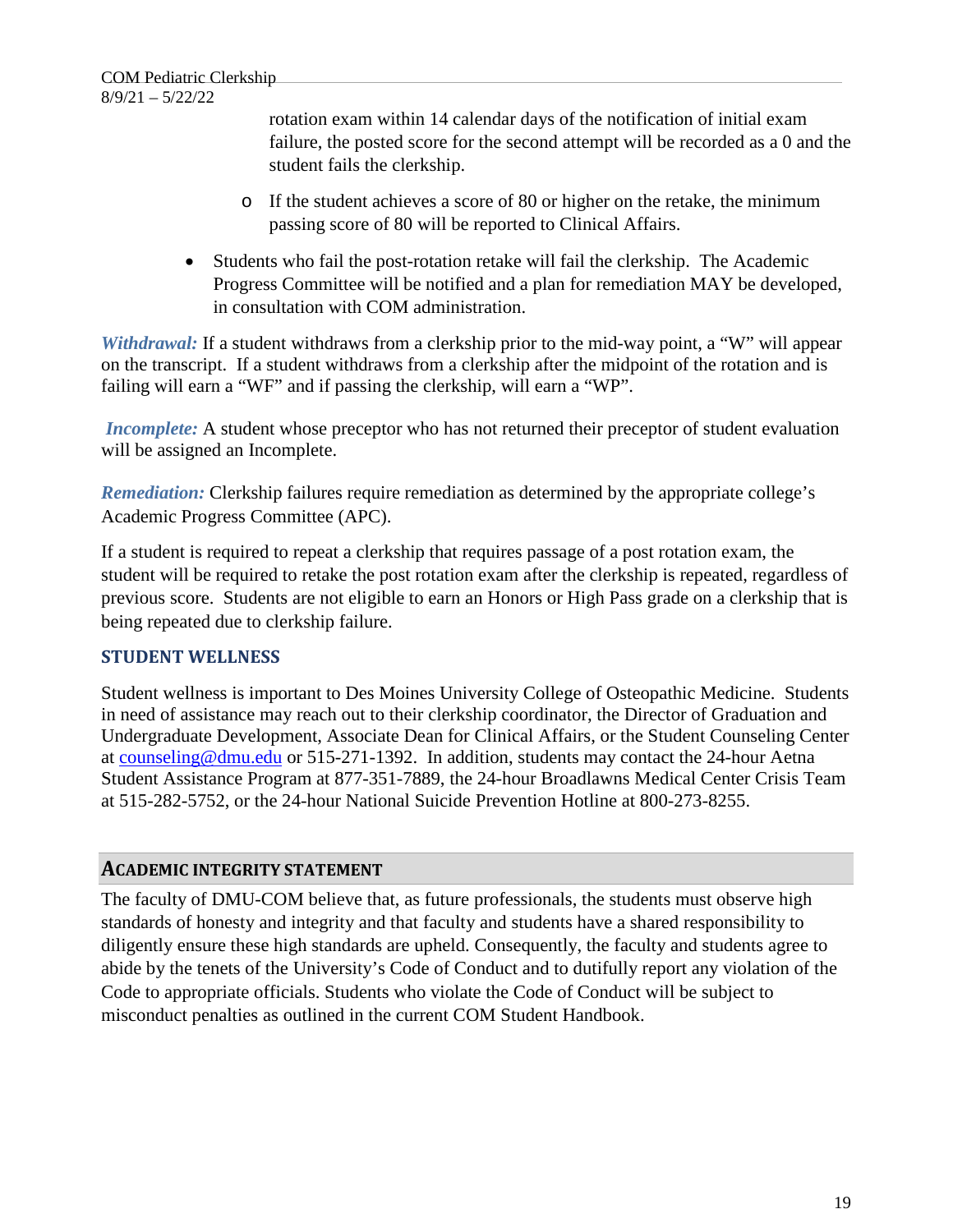rotation exam within 14 calendar days of the notification of initial exam failure, the posted score for the second attempt will be recorded as a 0 and the student fails the clerkship.

  - If the student achieves a score of 80 or higher on the retake, the minimum passing score of 80 will be reported to Clinical Affairs.

- Students who fail the post-rotation retake will fail the clerkship. The Academic Progress Committee will be notified and a plan for remediation MAY be developed, in consultation with COM administration.

***Withdrawal:*** If a student withdraws from a clerkship prior to the mid-way point, a "W" will appear on the transcript. If a student withdraws from a clerkship after the midpoint of the rotation and is failing will earn a "WF" and if passing the clerkship, will earn a "WP".

***Incomplete:*** A student whose preceptor who has not returned their preceptor of student evaluation will be assigned an Incomplete.

***Remediation:*** Clerkship failures require remediation as determined by the appropriate college's Academic Progress Committee (APC).

If a student is required to repeat a clerkship that requires passage of a post rotation exam, the student will be required to retake the post rotation exam after the clerkship is repeated, regardless of previous score. Students are not eligible to earn an Honors or High Pass grade on a clerkship that is being repeated due to clerkship failure.

## STUDENT WELLNESS

Student wellness is important to Des Moines University College of Osteopathic Medicine. Students in need of assistance may reach out to their clerkship coordinator, the Director of Graduation and Undergraduate Development, Associate Dean for Clinical Affairs, or the Student Counseling Center at counseling@dmu.edu or 515-271-1392. In addition, students may contact the 24-hour Aetna Student Assistance Program at 877-351-7889, the 24-hour Broadlawns Medical Center Crisis Team at 515-282-5752, or the 24-hour National Suicide Prevention Hotline at 800-273-8255.

## ACADEMIC INTEGRITY STATEMENT

The faculty of DMU-COM believe that, as future professionals, the students must observe high standards of honesty and integrity and that faculty and students have a shared responsibility to diligently ensure these high standards are upheld. Consequently, the faculty and students agree to abide by the tenets of the University's Code of Conduct and to dutifully report any violation of the Code to appropriate officials. Students who violate the Code of Conduct will be subject to misconduct penalties as outlined in the current COM Student Handbook.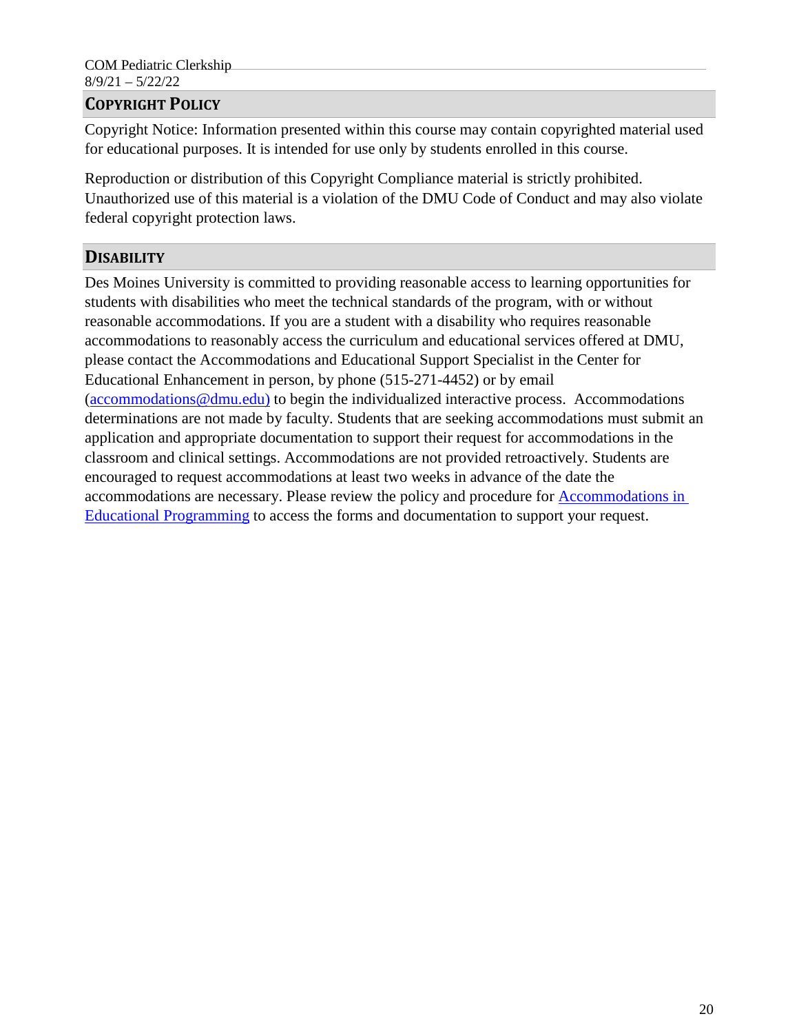## Copyright Policy

Copyright Notice: Information presented within this course may contain copyrighted material used for educational purposes. It is intended for use only by students enrolled in this course.

Reproduction or distribution of this Copyright Compliance material is strictly prohibited. Unauthorized use of this material is a violation of the DMU Code of Conduct and may also violate federal copyright protection laws.

## Disability

Des Moines University is committed to providing reasonable access to learning opportunities for students with disabilities who meet the technical standards of the program, with or without reasonable accommodations. If you are a student with a disability who requires reasonable accommodations to reasonably access the curriculum and educational services offered at DMU, please contact the Accommodations and Educational Support Specialist in the Center for Educational Enhancement in person, by phone (515-271-4452) or by email (accommodations@dmu.edu) to begin the individualized interactive process. Accommodations determinations are not made by faculty. Students that are seeking accommodations must submit an application and appropriate documentation to support their request for accommodations in the classroom and clinical settings. Accommodations are not provided retroactively. Students are encouraged to request accommodations at least two weeks in advance of the date the accommodations are necessary. Please review the policy and procedure for Accommodations in Educational Programming to access the forms and documentation to support your request.